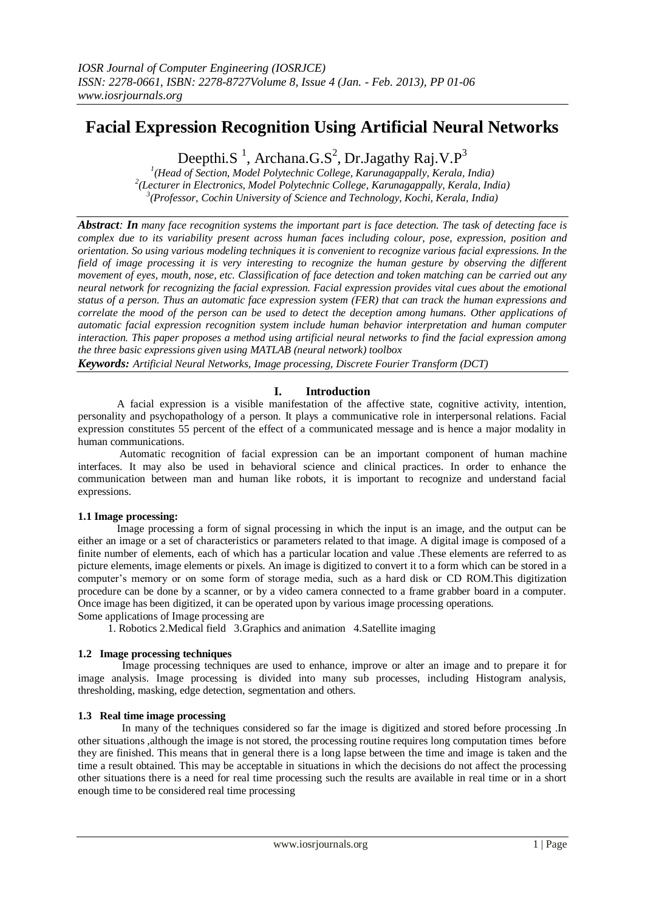# Facial Expression Recognition Using Artificial Neural Networks

Deepthi.S [1], Archana.G.S[2], Dr.Jagathy Raj.V.P[3]

[1](Head of Section, Model Polytechnic College, Karunagappally, Kerala, India)
[2](Lecturer in Electronics, Model Polytechnic College, Karunagappally, Kerala, India)
[3](Professor, Cochin University of Science and Technology, Kochi, Kerala, India)

***Abstract**: In many face recognition systems the important part is face detection. The task of detecting face is complex due to its variability present across human faces including colour, pose, expression, position and orientation. So using various modeling techniques it is convenient to recognize various facial expressions. In the field of image processing it is very interesting to recognize the human gesture by observing the different movement of eyes, mouth, nose, etc. Classification of face detection and token matching can be carried out any neural network for recognizing the facial expression. Facial expression provides vital cues about the emotional status of a person. Thus an automatic face expression system (FER) that can track the human expressions and correlate the mood of the person can be used to detect the deception among humans. Other applications of automatic facial expression recognition system include human behavior interpretation and human computer interaction. This paper proposes a method using artificial neural networks to find the facial expression among the three basic expressions given using MATLAB (neural network) toolbox*

***Keywords:** Artificial Neural Networks, Image processing, Discrete Fourier Transform (DCT)*

## I. Introduction

A facial expression is a visible manifestation of the affective state, cognitive activity, intention, personality and psychopathology of a person. It plays a communicative role in interpersonal relations. Facial expression constitutes 55 percent of the effect of a communicated message and is hence a major modality in human communications.

Automatic recognition of facial expression can be an important component of human machine interfaces. It may also be used in behavioral science and clinical practices. In order to enhance the communication between man and human like robots, it is important to recognize and understand facial expressions.

### 1.1 Image processing:

Image processing a form of signal processing in which the input is an image, and the output can be either an image or a set of characteristics or parameters related to that image. A digital image is composed of a finite number of elements, each of which has a particular location and value .These elements are referred to as picture elements, image elements or pixels. An image is digitized to convert it to a form which can be stored in a computer's memory or on some form of storage media, such as a hard disk or CD ROM.This digitization procedure can be done by a scanner, or by a video camera connected to a frame grabber board in a computer. Once image has been digitized, it can be operated upon by various image processing operations.
Some applications of Image processing are

1. Robotics 2.Medical field 3.Graphics and animation 4.Satellite imaging

### 1.2 Image processing techniques

Image processing techniques are used to enhance, improve or alter an image and to prepare it for image analysis. Image processing is divided into many sub processes, including Histogram analysis, thresholding, masking, edge detection, segmentation and others.

### 1.3 Real time image processing

In many of the techniques considered so far the image is digitized and stored before processing .In other situations ,although the image is not stored, the processing routine requires long computation times before they are finished. This means that in general there is a long lapse between the time and image is taken and the time a result obtained. This may be acceptable in situations in which the decisions do not affect the processing other situations there is a need for real time processing such the results are available in real time or in a short enough time to be considered real time processing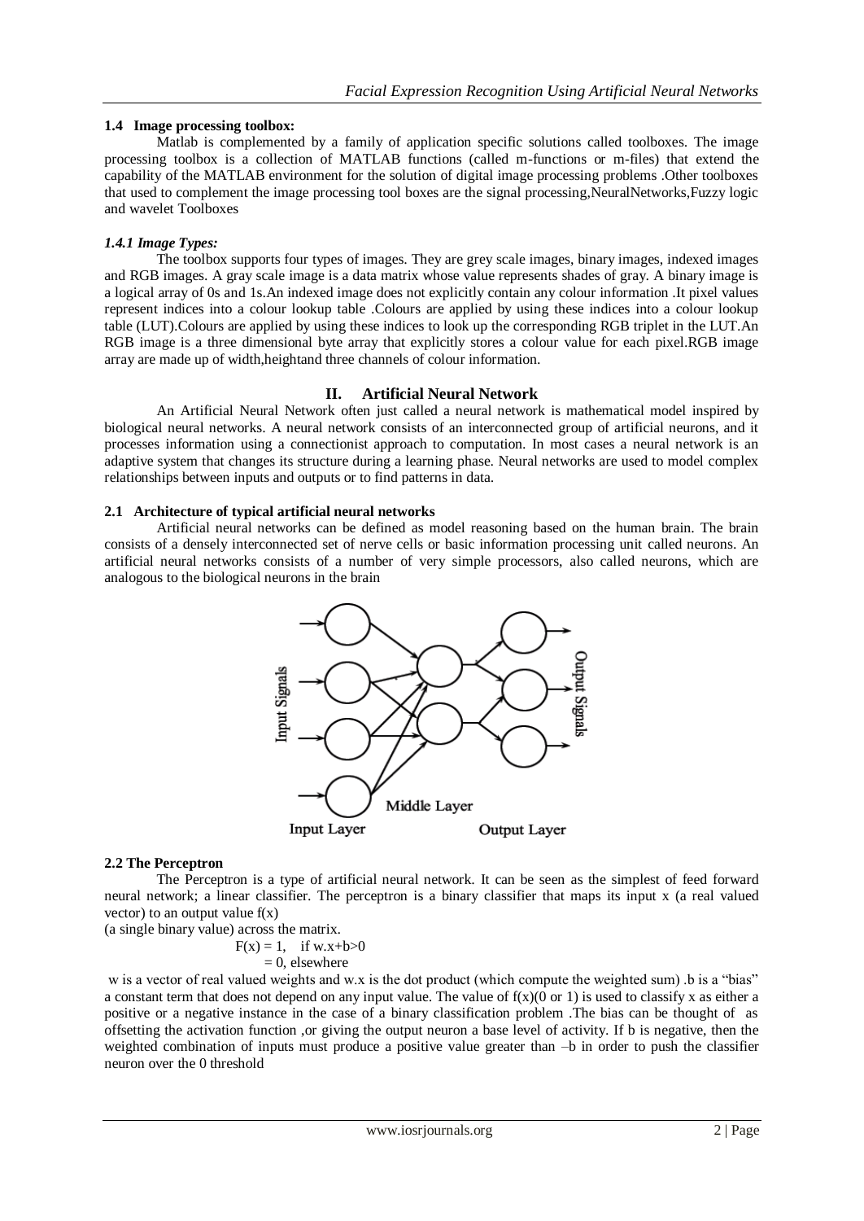### 1.4 Image processing toolbox:

Matlab is complemented by a family of application specific solutions called toolboxes. The image processing toolbox is a collection of MATLAB functions (called m-functions or m-files) that extend the capability of the MATLAB environment for the solution of digital image processing problems .Other toolboxes that used to complement the image processing tool boxes are the signal processing,NeuralNetworks,Fuzzy logic and wavelet Toolboxes

#### *1.4.1 Image Types:*

The toolbox supports four types of images. They are grey scale images, binary images, indexed images and RGB images. A gray scale image is a data matrix whose value represents shades of gray. A binary image is a logical array of 0s and 1s.An indexed image does not explicitly contain any colour information .It pixel values represent indices into a colour lookup table .Colours are applied by using these indices into a colour lookup table (LUT).Colours are applied by using these indices to look up the corresponding RGB triplet in the LUT.An RGB image is a three dimensional byte array that explicitly stores a colour value for each pixel.RGB image array are made up of width,heightand three channels of colour information.

## II. Artificial Neural Network

An Artificial Neural Network often just called a neural network is mathematical model inspired by biological neural networks. A neural network consists of an interconnected group of artificial neurons, and it processes information using a connectionist approach to computation. In most cases a neural network is an adaptive system that changes its structure during a learning phase. Neural networks are used to model complex relationships between inputs and outputs or to find patterns in data.

### 2.1 Architecture of typical artificial neural networks

Artificial neural networks can be defined as model reasoning based on the human brain. The brain consists of a densely interconnected set of nerve cells or basic information processing unit called neurons. An artificial neural networks consists of a number of very simple processors, also called neurons, which are analogous to the biological neurons in the brain

### 2.2 The Perceptron

The Perceptron is a type of artificial neural network. It can be seen as the simplest of feed forward neural network; a linear classifier. The perceptron is a binary classifier that maps its input x (a real valued vector) to an output value f(x)

(a single binary value) across the matrix.

$$F(x) = 1, \quad \text{if } w.x+b>0$$
$$= 0, \text{ elsewhere}$$

w is a vector of real valued weights and w.x is the dot product (which compute the weighted sum) .b is a "bias" a constant term that does not depend on any input value. The value of f(x)(0 or 1) is used to classify x as either a positive or a negative instance in the case of a binary classification problem .The bias can be thought of as offsetting the activation function ,or giving the output neuron a base level of activity. If b is negative, then the weighted combination of inputs must produce a positive value greater than –b in order to push the classifier neuron over the 0 threshold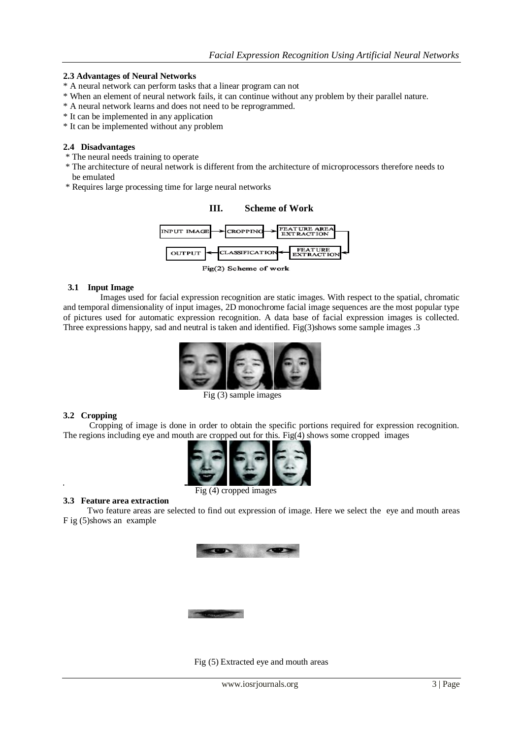### 2.3 Advantages of Neural Networks

* A neural network can perform tasks that a linear program can not
* When an element of neural network fails, it can continue without any problem by their parallel nature.
* A neural network learns and does not need to be reprogrammed.
* It can be implemented in any application
* It can be implemented without any problem

### 2.4 Disadvantages

* The neural needs training to operate
* The architecture of neural network is different from the architecture of microprocessors therefore needs to be emulated
* Requires large processing time for large neural networks

## III. Scheme of Work

Fig(2) Scheme of work

### 3.1 Input Image

Images used for facial expression recognition are static images. With respect to the spatial, chromatic and temporal dimensionality of input images, 2D monochrome facial image sequences are the most popular type of pictures used for automatic expression recognition. A data base of facial expression images is collected. Three expressions happy, sad and neutral is taken and identified. Fig(3)shows some sample images .3

Fig (3) sample images

### 3.2 Cropping

Cropping of image is done in order to obtain the specific portions required for expression recognition. The regions including eye and mouth are cropped out for this. Fig(4) shows some cropped images

Fig (4) cropped images

### 3.3 Feature area extraction

Two feature areas are selected to find out expression of image. Here we select the eye and mouth areas F ig (5)shows an example

Fig (5) Extracted eye and mouth areas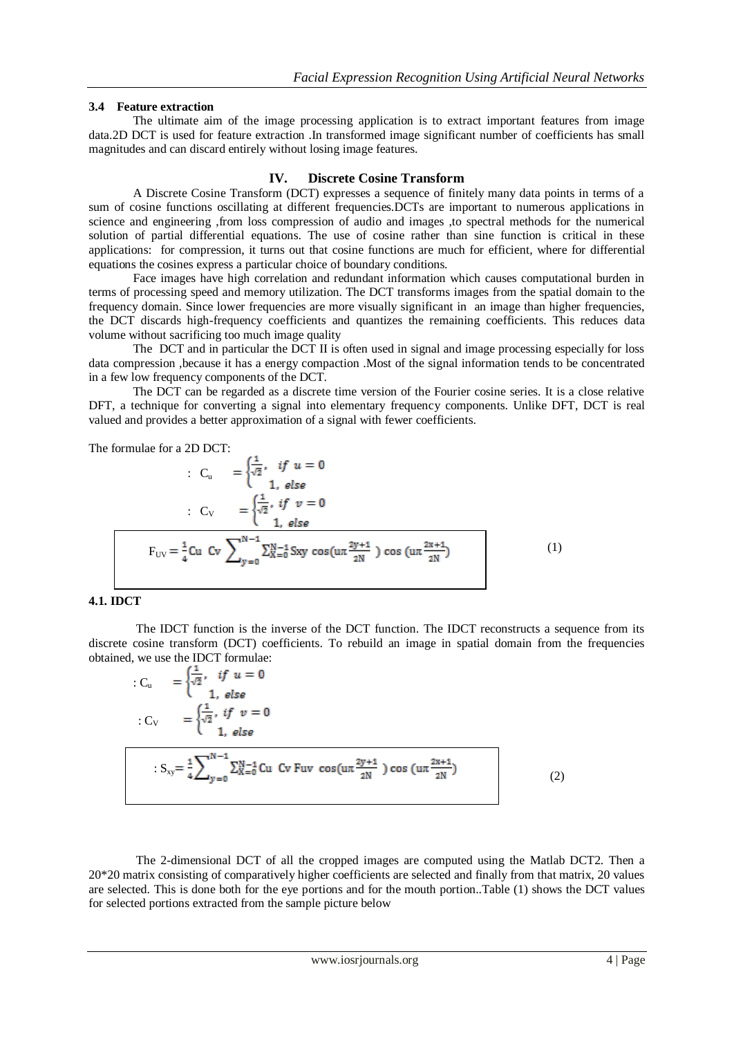### 3.4 Feature extraction

The ultimate aim of the image processing application is to extract important features from image data.2D DCT is used for feature extraction .In transformed image significant number of coefficients has small magnitudes and can discard entirely without losing image features.

## IV. Discrete Cosine Transform

A Discrete Cosine Transform (DCT) expresses a sequence of finitely many data points in terms of a sum of cosine functions oscillating at different frequencies.DCTs are important to numerous applications in science and engineering ,from loss compression of audio and images ,to spectral methods for the numerical solution of partial differential equations. The use of cosine rather than sine function is critical in these applications: for compression, it turns out that cosine functions are much for efficient, where for differential equations the cosines express a particular choice of boundary conditions.

Face images have high correlation and redundant information which causes computational burden in terms of processing speed and memory utilization. The DCT transforms images from the spatial domain to the frequency domain. Since lower frequencies are more visually significant in an image than higher frequencies, the DCT discards high-frequency coefficients and quantizes the remaining coefficients. This reduces data volume without sacrificing too much image quality

The DCT and in particular the DCT II is often used in signal and image processing especially for loss data compression ,because it has a energy compaction .Most of the signal information tends to be concentrated in a few low frequency components of the DCT.

The DCT can be regarded as a discrete time version of the Fourier cosine series. It is a close relative DFT, a technique for converting a signal into elementary frequency components. Unlike DFT, DCT is real valued and provides a better approximation of a signal with fewer coefficients.

The formulae for a 2D DCT:

$$: C_u = \begin{cases} \frac{1}{\sqrt{2}}, & if\ u = 0 \\ 1, & else \end{cases}$$

$$: C_V = \begin{cases} \frac{1}{\sqrt{2}}, & if\ v = 0 \\ 1, & else \end{cases}$$

$$F_{UV} = \frac{1}{4} Cu\ Cv \sum_{y=0}^{N-1} \sum_{X=0}^{N-1} Sxy \cos(u\pi \frac{2y+1}{2N}) \cos(u\pi \frac{2x+1}{2N}) \tag{1}$$

### 4.1. IDCT

The IDCT function is the inverse of the DCT function. The IDCT reconstructs a sequence from its discrete cosine transform (DCT) coefficients. To rebuild an image in spatial domain from the frequencies obtained, we use the IDCT formulae:

$$: C_u = \begin{cases} \frac{1}{\sqrt{2}}, & if\ u = 0 \\ 1, & else \end{cases}$$

$$: C_V = \begin{cases} \frac{1}{\sqrt{2}}, & if\ v = 0 \\ 1, & else \end{cases}$$

$$: S_{xy} = \frac{1}{4} \sum_{y=0}^{N-1} \sum_{X=0}^{N-1} Cu\ Cv\ Fuv \cos(u\pi \frac{2y+1}{2N}) \cos(u\pi \frac{2x+1}{2N}) \tag{2}$$

The 2-dimensional DCT of all the cropped images are computed using the Matlab DCT2. Then a 20*20 matrix consisting of comparatively higher coefficients are selected and finally from that matrix, 20 values are selected. This is done both for the eye portions and for the mouth portion..Table (1) shows the DCT values for selected portions extracted from the sample picture below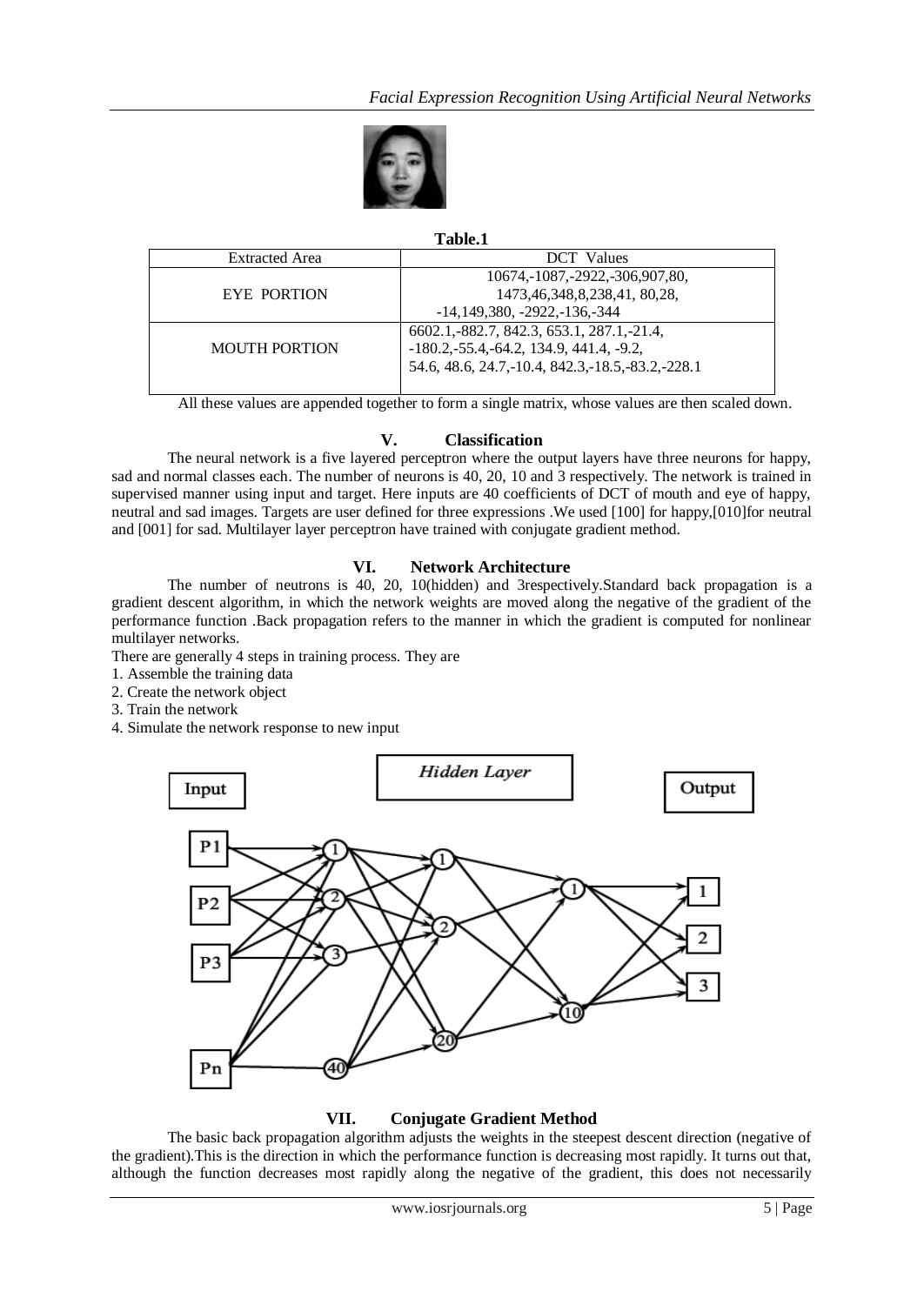**Table.1**

| Extracted Area | DCT Values |
| --- | --- |
| EYE PORTION | 10674,-1087,-2922,-306,907,80, 1473,46,348,8,238,41, 80,28, -14,149,380, -2922,-136,-344 |
| MOUTH PORTION | 6602.1,-882.7, 842.3, 653.1, 287.1,-21.4, -180.2,-55.4,-64.2, 134.9, 441.4, -9.2, 54.6, 48.6, 24.7,-10.4, 842.3,-18.5,-83.2,-228.1 |

All these values are appended together to form a single matrix, whose values are then scaled down.

## V. Classification

The neural network is a five layered perceptron where the output layers have three neurons for happy, sad and normal classes each. The number of neurons is 40, 20, 10 and 3 respectively. The network is trained in supervised manner using input and target. Here inputs are 40 coefficients of DCT of mouth and eye of happy, neutral and sad images. Targets are user defined for three expressions .We used [100] for happy,[010]for neutral and [001] for sad. Multilayer layer perceptron have trained with conjugate gradient method.

## VI. Network Architecture

The number of neutrons is 40, 20, 10(hidden) and 3respectively.Standard back propagation is a gradient descent algorithm, in which the network weights are moved along the negative of the gradient of the performance function .Back propagation refers to the manner in which the gradient is computed for nonlinear multilayer networks.

There are generally 4 steps in training process. They are

1. Assemble the training data
2. Create the network object
3. Train the network
4. Simulate the network response to new input

## VII. Conjugate Gradient Method

The basic back propagation algorithm adjusts the weights in the steepest descent direction (negative of the gradient).This is the direction in which the performance function is decreasing most rapidly. It turns out that, although the function decreases most rapidly along the negative of the gradient, this does not necessarily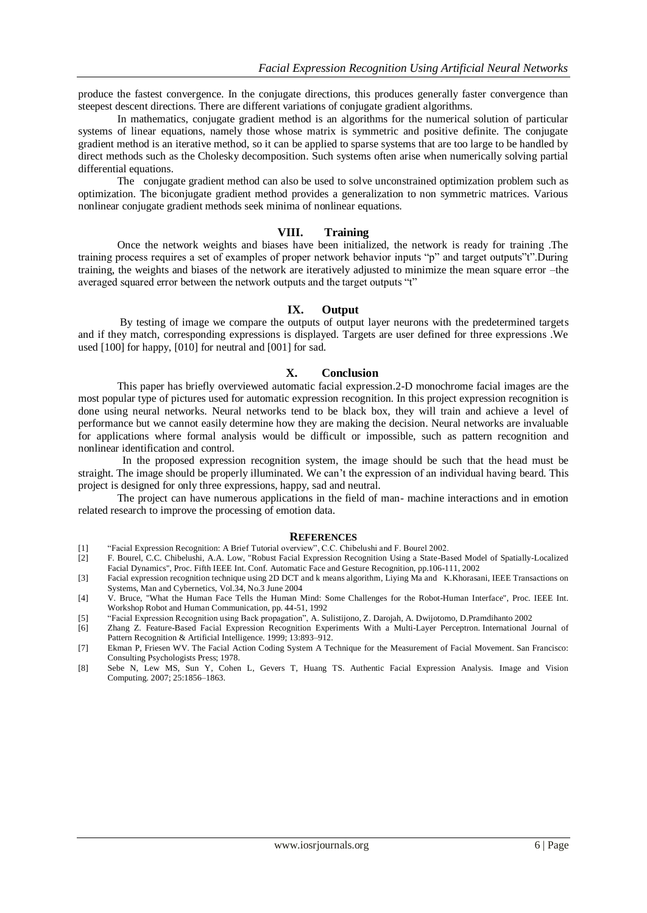produce the fastest convergence. In the conjugate directions, this produces generally faster convergence than steepest descent directions. There are different variations of conjugate gradient algorithms.

In mathematics, conjugate gradient method is an algorithms for the numerical solution of particular systems of linear equations, namely those whose matrix is symmetric and positive definite. The conjugate gradient method is an iterative method, so it can be applied to sparse systems that are too large to be handled by direct methods such as the Cholesky decomposition. Such systems often arise when numerically solving partial differential equations.

The conjugate gradient method can also be used to solve unconstrained optimization problem such as optimization. The biconjugate gradient method provides a generalization to non symmetric matrices. Various nonlinear conjugate gradient methods seek minima of nonlinear equations.

## VIII. Training

Once the network weights and biases have been initialized, the network is ready for training .The training process requires a set of examples of proper network behavior inputs "p" and target outputs"t".During training, the weights and biases of the network are iteratively adjusted to minimize the mean square error –the averaged squared error between the network outputs and the target outputs "t"

## IX. Output

By testing of image we compare the outputs of output layer neurons with the predetermined targets and if they match, corresponding expressions is displayed. Targets are user defined for three expressions .We used [100] for happy, [010] for neutral and [001] for sad.

## X. Conclusion

This paper has briefly overviewed automatic facial expression.2-D monochrome facial images are the most popular type of pictures used for automatic expression recognition. In this project expression recognition is done using neural networks. Neural networks tend to be black box, they will train and achieve a level of performance but we cannot easily determine how they are making the decision. Neural networks are invaluable for applications where formal analysis would be difficult or impossible, such as pattern recognition and nonlinear identification and control.

In the proposed expression recognition system, the image should be such that the head must be straight. The image should be properly illuminated. We can't the expression of an individual having beard. This project is designed for only three expressions, happy, sad and neutral.

The project can have numerous applications in the field of man- machine interactions and in emotion related research to improve the processing of emotion data.

## REFERENCES

[1] "Facial Expression Recognition: A Brief Tutorial overview", C.C. Chibelushi and F. Bourel 2002.

[2] F. Bourel, C.C. Chibelushi, A.A. Low, "Robust Facial Expression Recognition Using a State-Based Model of Spatially-Localized Facial Dynamics", Proc. Fifth IEEE Int. Conf. Automatic Face and Gesture Recognition, pp.106-111, 2002

[3] Facial expression recognition technique using 2D DCT and k means algorithm, Liying Ma and K.Khorasani, IEEE Transactions on Systems, Man and Cybernetics, Vol.34, No.3 June 2004

[4] V. Bruce, "What the Human Face Tells the Human Mind: Some Challenges for the Robot-Human Interface", Proc. IEEE Int. Workshop Robot and Human Communication, pp. 44-51, 1992

[5] "Facial Expression Recognition using Back propagation", A. Sulistijono, Z. Darojah, A. Dwijotomo, D.Pramdihanto 2002

[6] Zhang Z. Feature-Based Facial Expression Recognition Experiments With a Multi-Layer Perceptron. International Journal of Pattern Recognition & Artificial Intelligence. 1999; 13:893–912.

[7] Ekman P, Friesen WV. The Facial Action Coding System A Technique for the Measurement of Facial Movement. San Francisco: Consulting Psychologists Press; 1978.

[8] Sebe N, Lew MS, Sun Y, Cohen L, Gevers T, Huang TS. Authentic Facial Expression Analysis. Image and Vision Computing. 2007; 25:1856–1863.